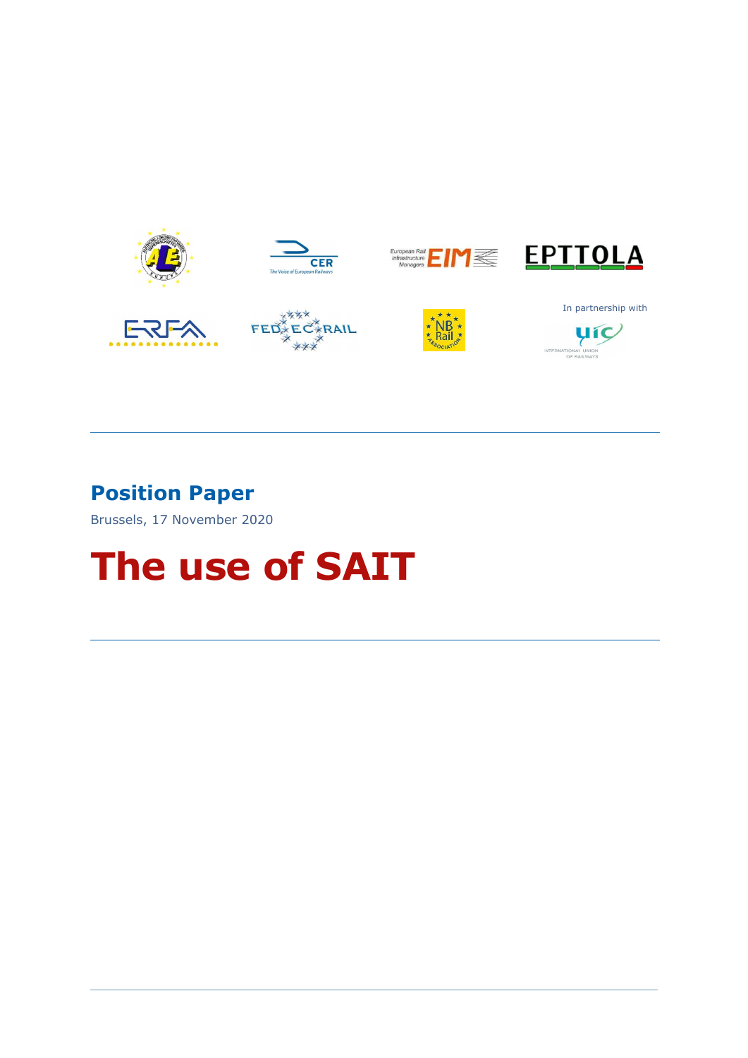In partnership with

**Position Paper**

Brussels, 17 November 2020

# The use of SAIT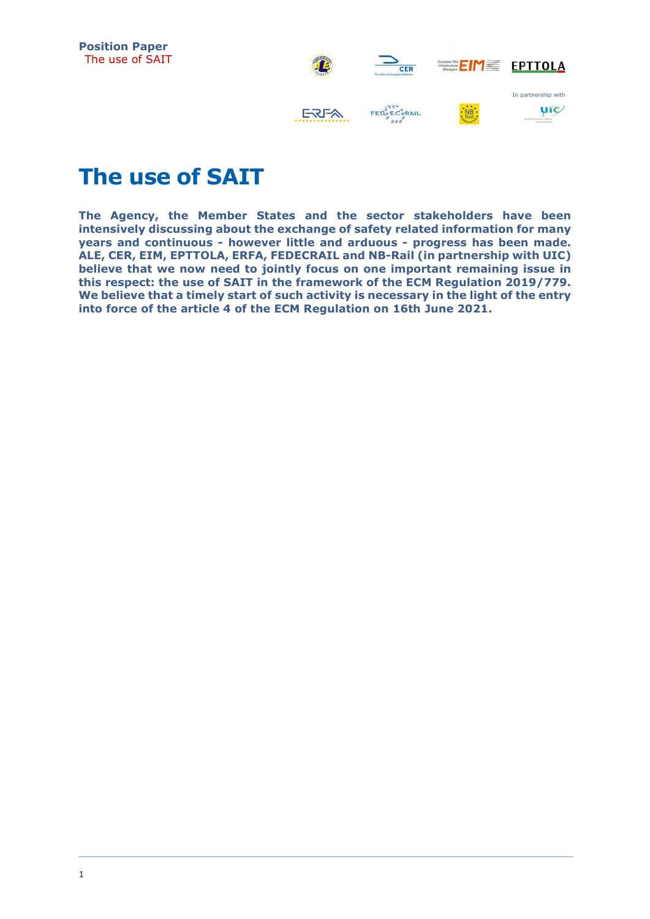**Position Paper**
The use of SAIT

In partnership with

# The use of SAIT

**The Agency, the Member States and the sector stakeholders have been intensively discussing about the exchange of safety related information for many years and continuous - however little and arduous - progress has been made. ALE, CER, EIM, EPTTOLA, ERFA, FEDECRAIL and NB-Rail (in partnership with UIC) believe that we now need to jointly focus on one important remaining issue in this respect: the use of SAIT in the framework of the ECM Regulation 2019/779. We believe that a timely start of such activity is necessary in the light of the entry into force of the article 4 of the ECM Regulation on 16th June 2021.**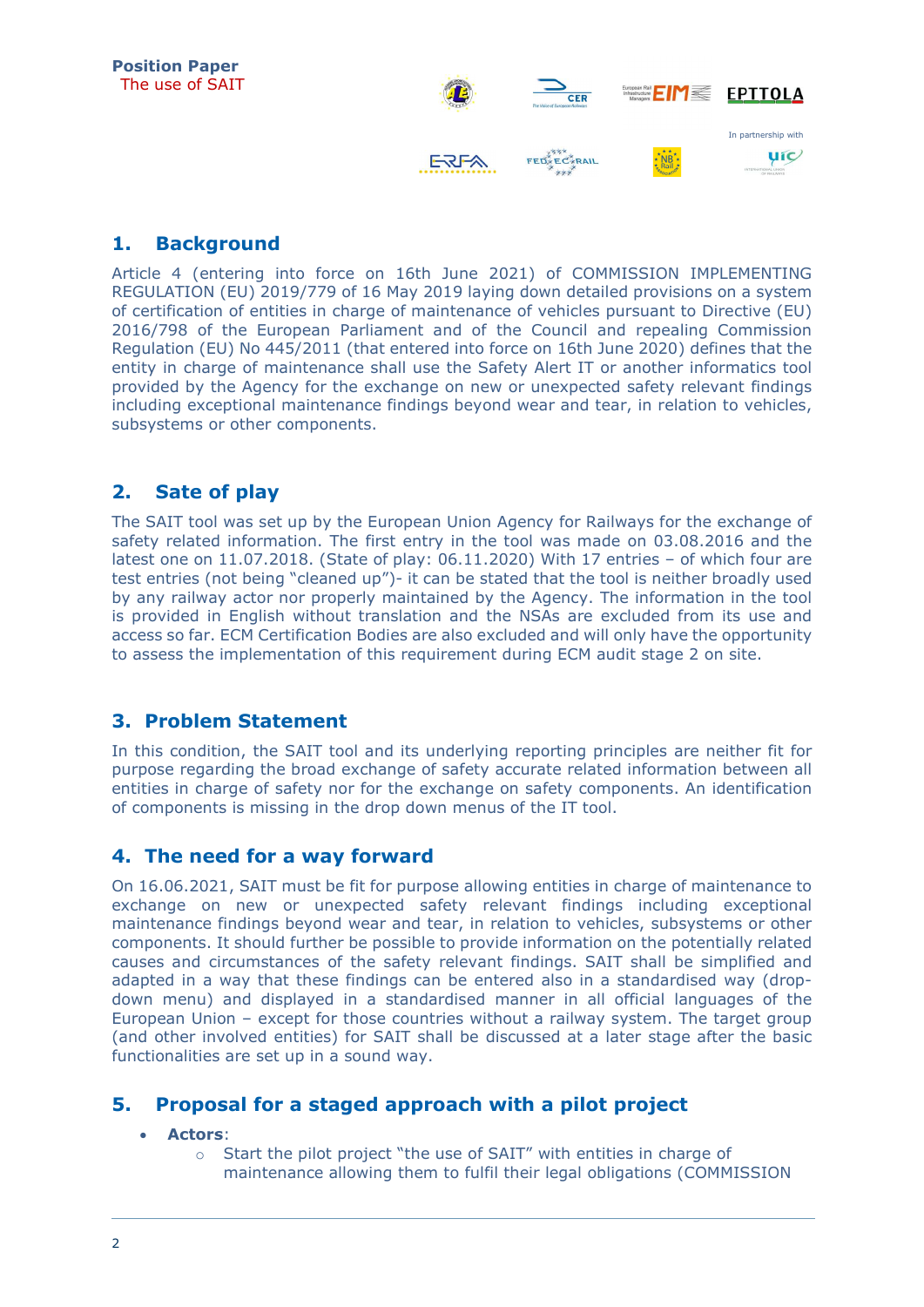**Position Paper**
The use of SAIT

In partnership with

## 1. Background

Article 4 (entering into force on 16th June 2021) of COMMISSION IMPLEMENTING REGULATION (EU) 2019/779 of 16 May 2019 laying down detailed provisions on a system of certification of entities in charge of maintenance of vehicles pursuant to Directive (EU) 2016/798 of the European Parliament and of the Council and repealing Commission Regulation (EU) No 445/2011 (that entered into force on 16th June 2020) defines that the entity in charge of maintenance shall use the Safety Alert IT or another informatics tool provided by the Agency for the exchange on new or unexpected safety relevant findings including exceptional maintenance findings beyond wear and tear, in relation to vehicles, subsystems or other components.

## 2. Sate of play

The SAIT tool was set up by the European Union Agency for Railways for the exchange of safety related information. The first entry in the tool was made on 03.08.2016 and the latest one on 11.07.2018. (State of play: 06.11.2020) With 17 entries – of which four are test entries (not being "cleaned up")- it can be stated that the tool is neither broadly used by any railway actor nor properly maintained by the Agency. The information in the tool is provided in English without translation and the NSAs are excluded from its use and access so far. ECM Certification Bodies are also excluded and will only have the opportunity to assess the implementation of this requirement during ECM audit stage 2 on site.

## 3. Problem Statement

In this condition, the SAIT tool and its underlying reporting principles are neither fit for purpose regarding the broad exchange of safety accurate related information between all entities in charge of safety nor for the exchange on safety components. An identification of components is missing in the drop down menus of the IT tool.

## 4. The need for a way forward

On 16.06.2021, SAIT must be fit for purpose allowing entities in charge of maintenance to exchange on new or unexpected safety relevant findings including exceptional maintenance findings beyond wear and tear, in relation to vehicles, subsystems or other components. It should further be possible to provide information on the potentially related causes and circumstances of the safety relevant findings. SAIT shall be simplified and adapted in a way that these findings can be entered also in a standardised way (drop-down menu) and displayed in a standardised manner in all official languages of the European Union – except for those countries without a railway system. The target group (and other involved entities) for SAIT shall be discussed at a later stage after the basic functionalities are set up in a sound way.

## 5. Proposal for a staged approach with a pilot project

- **Actors**:
  - Start the pilot project "the use of SAIT" with entities in charge of maintenance allowing them to fulfil their legal obligations (COMMISSION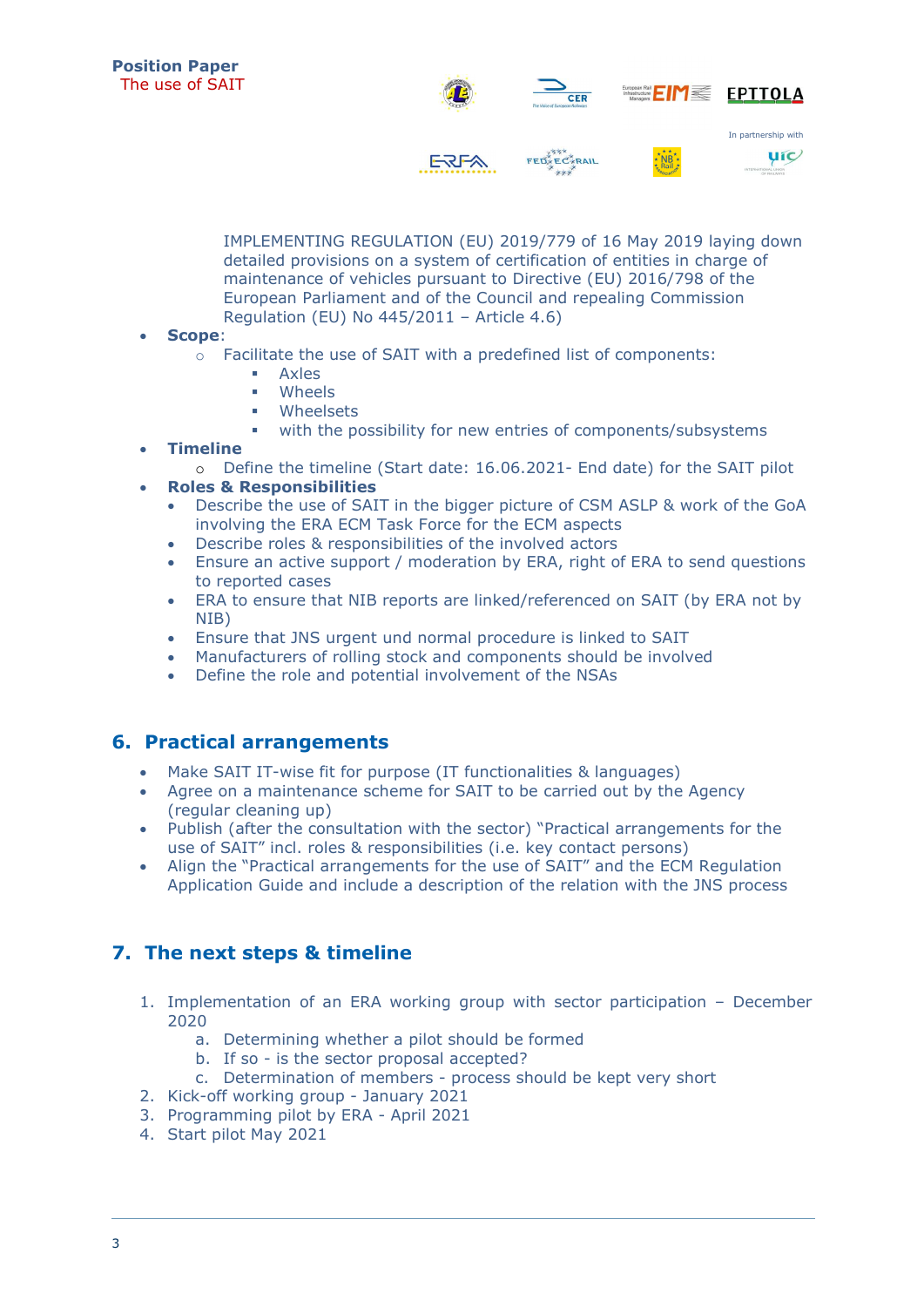IMPLEMENTING REGULATION (EU) 2019/779 of 16 May 2019 laying down detailed provisions on a system of certification of entities in charge of maintenance of vehicles pursuant to Directive (EU) 2016/798 of the European Parliament and of the Council and repealing Commission Regulation (EU) No 445/2011 – Article 4.6)

- **Scope**:
    - Facilitate the use of SAIT with a predefined list of components:
        - Axles
        - Wheels
        - Wheelsets
        - with the possibility for new entries of components/subsystems
- **Timeline**
    - Define the timeline (Start date: 16.06.2021- End date) for the SAIT pilot
- **Roles & Responsibilities**
    - Describe the use of SAIT in the bigger picture of CSM ASLP & work of the GoA involving the ERA ECM Task Force for the ECM aspects
    - Describe roles & responsibilities of the involved actors
    - Ensure an active support / moderation by ERA, right of ERA to send questions to reported cases
    - ERA to ensure that NIB reports are linked/referenced on SAIT (by ERA not by NIB)
    - Ensure that JNS urgent und normal procedure is linked to SAIT
    - Manufacturers of rolling stock and components should be involved
    - Define the role and potential involvement of the NSAs

## 6. Practical arrangements

- Make SAIT IT-wise fit for purpose (IT functionalities & languages)
- Agree on a maintenance scheme for SAIT to be carried out by the Agency (regular cleaning up)
- Publish (after the consultation with the sector) "Practical arrangements for the use of SAIT" incl. roles & responsibilities (i.e. key contact persons)
- Align the "Practical arrangements for the use of SAIT" and the ECM Regulation Application Guide and include a description of the relation with the JNS process

## 7. The next steps & timeline

1. Implementation of an ERA working group with sector participation – December 2020
    a. Determining whether a pilot should be formed
    b. If so - is the sector proposal accepted?
    c. Determination of members - process should be kept very short
2. Kick-off working group - January 2021
3. Programming pilot by ERA - April 2021
4. Start pilot May 2021